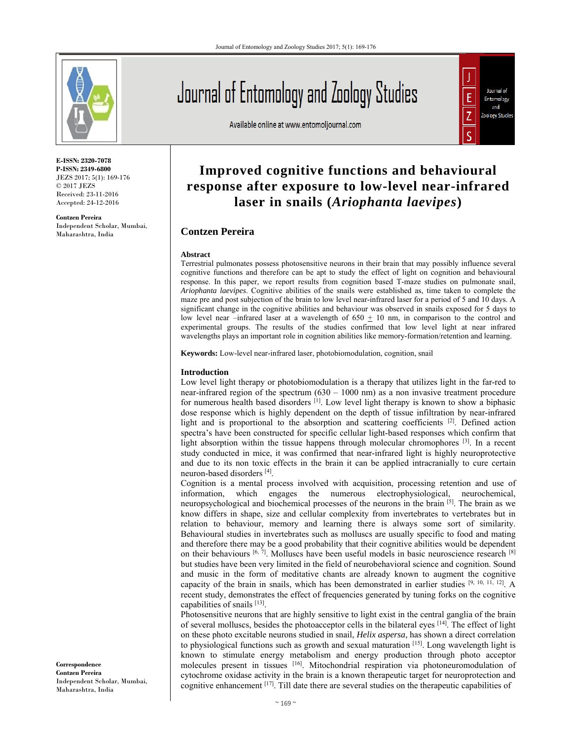**E-ISSN: 2320-7078**
**P-ISSN: 2349-6800**
JEZS 2017; 5(1): 169-176
© 2017 JEZS
Received: 23-11-2016
Accepted: 24-12-2016

**Contzen Pereira**
Independent Scholar, Mumbai, Maharashtra, India

# Improved cognitive functions and behavioural response after exposure to low-level near-infrared laser in snails (*Ariophanta laevipes*)

## Contzen Pereira

### Abstract

Terrestrial pulmonates possess photosensitive neurons in their brain that may possibly influence several cognitive functions and therefore can be apt to study the effect of light on cognition and behavioural response. In this paper, we report results from cognition based T-maze studies on pulmonate snail, *Ariophanta laevipes*. Cognitive abilities of the snails were established as, time taken to complete the maze pre and post subjection of the brain to low level near-infrared laser for a period of 5 and 10 days. A significant change in the cognitive abilities and behaviour was observed in snails exposed for 5 days to low level near –infrared laser at a wavelength of 650 $\pm$ 10 nm, in comparison to the control and experimental groups. The results of the studies confirmed that low level light at near infrared wavelengths plays an important role in cognition abilities like memory-formation/retention and learning.

**Keywords:** Low-level near-infrared laser, photobiomodulation, cognition, snail

### Introduction

Low level light therapy or photobiomodulation is a therapy that utilizes light in the far-red to near-infrared region of the spectrum (630 – 1000 nm) as a non invasive treatment procedure for numerous health based disorders [1]. Low level light therapy is known to show a biphasic dose response which is highly dependent on the depth of tissue infiltration by near-infrared light and is proportional to the absorption and scattering coefficients [2]. Defined action spectra's have been constructed for specific cellular light-based responses which confirm that light absorption within the tissue happens through molecular chromophores [3]. In a recent study conducted in mice, it was confirmed that near-infrared light is highly neuroprotective and due to its non toxic effects in the brain it can be applied intracranially to cure certain neuron-based disorders [4].

Cognition is a mental process involved with acquisition, processing retention and use of information, which engages the numerous electrophysiological, neurochemical, neuropsychological and biochemical processes of the neurons in the brain [5]. The brain as we know differs in shape, size and cellular complexity from invertebrates to vertebrates but in relation to behaviour, memory and learning there is always some sort of similarity. Behavioural studies in invertebrates such as molluscs are usually specific to food and mating and therefore there may be a good probability that their cognitive abilities would be dependent on their behaviours [6, 7]. Molluscs have been useful models in basic neuroscience research [8] but studies have been very limited in the field of neurobehavioral science and cognition. Sound and music in the form of meditative chants are already known to augment the cognitive capacity of the brain in snails, which has been demonstrated in earlier studies [9, 10, 11, 12]. A recent study, demonstrates the effect of frequencies generated by tuning forks on the cognitive capabilities of snails [13].

Photosensitive neurons that are highly sensitive to light exist in the central ganglia of the brain of several molluscs, besides the photoacceptor cells in the bilateral eyes [14]. The effect of light on these photo excitable neurons studied in snail, *Helix aspersa*, has shown a direct correlation to physiological functions such as growth and sexual maturation [15]. Long wavelength light is known to stimulate energy metabolism and energy production through photo acceptor molecules present in tissues [16]. Mitochondrial respiration via photoneuromodulation of cytochrome oxidase activity in the brain is a known therapeutic target for neuroprotection and cognitive enhancement [17]. Till date there are several studies on the therapeutic capabilities of

**Correspondence**
**Contzen Pereira**
Independent Scholar, Mumbai, Maharashtra, India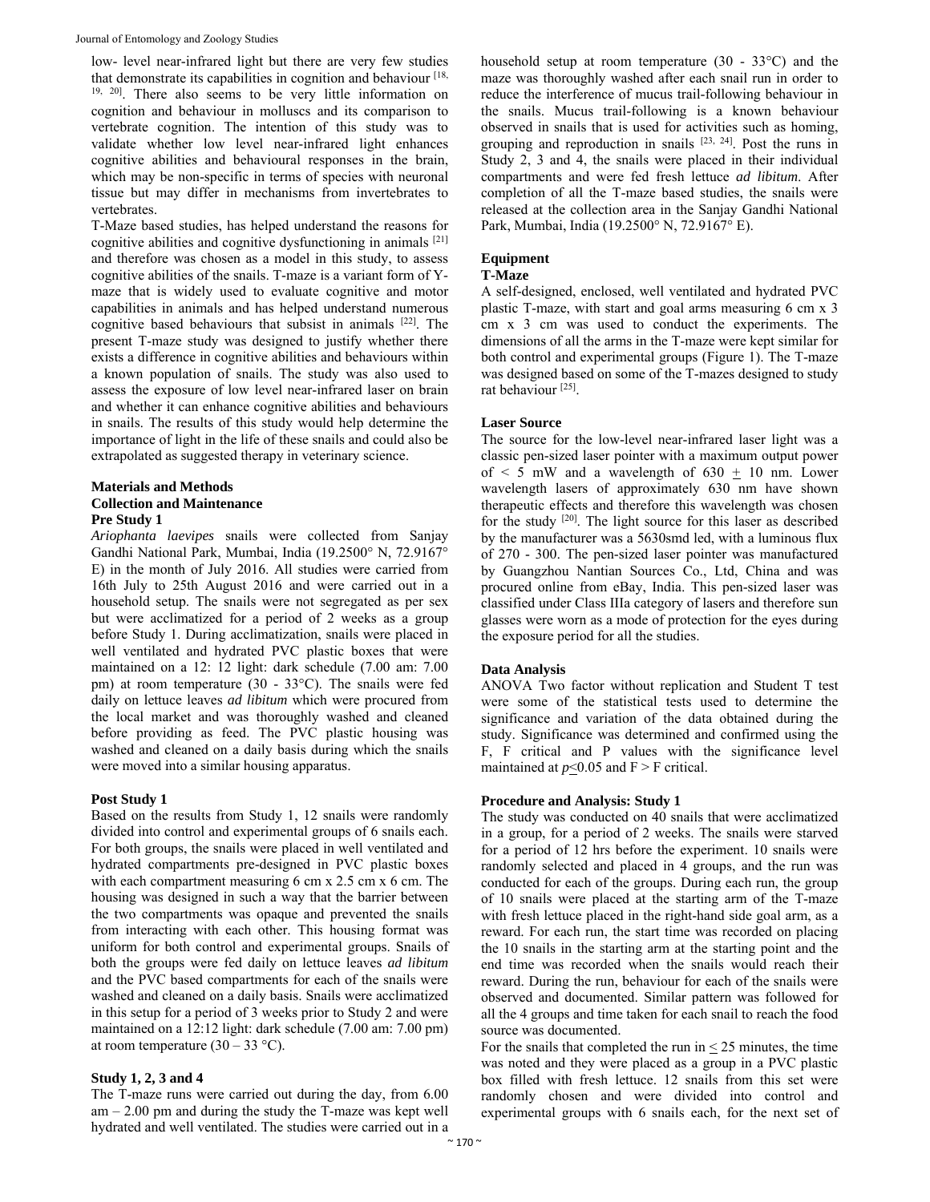low- level near-infrared light but there are very few studies that demonstrate its capabilities in cognition and behaviour [18, 19, 20]. There also seems to be very little information on cognition and behaviour in molluscs and its comparison to vertebrate cognition. The intention of this study was to validate whether low level near-infrared light enhances cognitive abilities and behavioural responses in the brain, which may be non-specific in terms of species with neuronal tissue but may differ in mechanisms from invertebrates to vertebrates.

T-Maze based studies, has helped understand the reasons for cognitive abilities and cognitive dysfunctioning in animals [21] and therefore was chosen as a model in this study, to assess cognitive abilities of the snails. T-maze is a variant form of Y-maze that is widely used to evaluate cognitive and motor capabilities in animals and has helped understand numerous cognitive based behaviours that subsist in animals [22]. The present T-maze study was designed to justify whether there exists a difference in cognitive abilities and behaviours within a known population of snails. The study was also used to assess the exposure of low level near-infrared laser on brain and whether it can enhance cognitive abilities and behaviours in snails. The results of this study would help determine the importance of light in the life of these snails and could also be extrapolated as suggested therapy in veterinary science.

## Materials and Methods

### Collection and Maintenance

#### Pre Study 1

*Ariophanta laevipes* snails were collected from Sanjay Gandhi National Park, Mumbai, India (19.2500° N, 72.9167° E) in the month of July 2016. All studies were carried from 16th July to 25th August 2016 and were carried out in a household setup. The snails were not segregated as per sex but were acclimatized for a period of 2 weeks as a group before Study 1. During acclimatization, snails were placed in well ventilated and hydrated PVC plastic boxes that were maintained on a 12: 12 light: dark schedule (7.00 am: 7.00 pm) at room temperature (30 - 33°C). The snails were fed daily on lettuce leaves *ad libitum* which were procured from the local market and was thoroughly washed and cleaned before providing as feed. The PVC plastic housing was washed and cleaned on a daily basis during which the snails were moved into a similar housing apparatus.

#### Post Study 1

Based on the results from Study 1, 12 snails were randomly divided into control and experimental groups of 6 snails each. For both groups, the snails were placed in well ventilated and hydrated compartments pre-designed in PVC plastic boxes with each compartment measuring 6 cm x 2.5 cm x 6 cm. The housing was designed in such a way that the barrier between the two compartments was opaque and prevented the snails from interacting with each other. This housing format was uniform for both control and experimental groups. Snails of both the groups were fed daily on lettuce leaves *ad libitum* and the PVC based compartments for each of the snails were washed and cleaned on a daily basis. Snails were acclimatized in this setup for a period of 3 weeks prior to Study 2 and were maintained on a 12:12 light: dark schedule (7.00 am: 7.00 pm) at room temperature (30 – 33 °C).

#### Study 1, 2, 3 and 4

The T-maze runs were carried out during the day, from 6.00 am – 2.00 pm and during the study the T-maze was kept well hydrated and well ventilated. The studies were carried out in a household setup at room temperature (30 - 33°C) and the maze was thoroughly washed after each snail run in order to reduce the interference of mucus trail-following behaviour in the snails. Mucus trail-following is a known behaviour observed in snails that is used for activities such as homing, grouping and reproduction in snails [23, 24]. Post the runs in Study 2, 3 and 4, the snails were placed in their individual compartments and were fed fresh lettuce *ad libitum*. After completion of all the T-maze based studies, the snails were released at the collection area in the Sanjay Gandhi National Park, Mumbai, India (19.2500° N, 72.9167° E).

### Equipment

#### T-Maze

A self-designed, enclosed, well ventilated and hydrated PVC plastic T-maze, with start and goal arms measuring 6 cm x 3 cm x 3 cm was used to conduct the experiments. The dimensions of all the arms in the T-maze were kept similar for both control and experimental groups (Figure 1). The T-maze was designed based on some of the T-mazes designed to study rat behaviour [25].

#### Laser Source

The source for the low-level near-infrared laser light was a classic pen-sized laser pointer with a maximum output power of < 5 mW and a wavelength of 630 $\pm$ 10 nm. Lower wavelength lasers of approximately 630 nm have shown therapeutic effects and therefore this wavelength was chosen for the study [20]. The light source for this laser as described by the manufacturer was a 5630smd led, with a luminous flux of 270 - 300. The pen-sized laser pointer was manufactured by Guangzhou Nantian Sources Co., Ltd, China and was procured online from eBay, India. This pen-sized laser was classified under Class IIIa category of lasers and therefore sun glasses were worn as a mode of protection for the eyes during the exposure period for all the studies.

### Data Analysis

ANOVA Two factor without replication and Student T test were some of the statistical tests used to determine the significance and variation of the data obtained during the study. Significance was determined and confirmed using the F, F critical and P values with the significance level maintained at $p \leq 0.05$ and F > F critical.

### Procedure and Analysis: Study 1

The study was conducted on 40 snails that were acclimatized in a group, for a period of 2 weeks. The snails were starved for a period of 12 hrs before the experiment. 10 snails were randomly selected and placed in 4 groups, and the run was conducted for each of the groups. During each run, the group of 10 snails were placed at the starting arm of the T-maze with fresh lettuce placed in the right-hand side goal arm, as a reward. For each run, the start time was recorded on placing the 10 snails in the starting arm at the starting point and the end time was recorded when the snails would reach their reward. During the run, behaviour for each of the snails were observed and documented. Similar pattern was followed for all the 4 groups and time taken for each snail to reach the food source was documented.

For the snails that completed the run in $\leq$ 25 minutes, the time was noted and they were placed as a group in a PVC plastic box filled with fresh lettuce. 12 snails from this set were randomly chosen and were divided into control and experimental groups with 6 snails each, for the next set of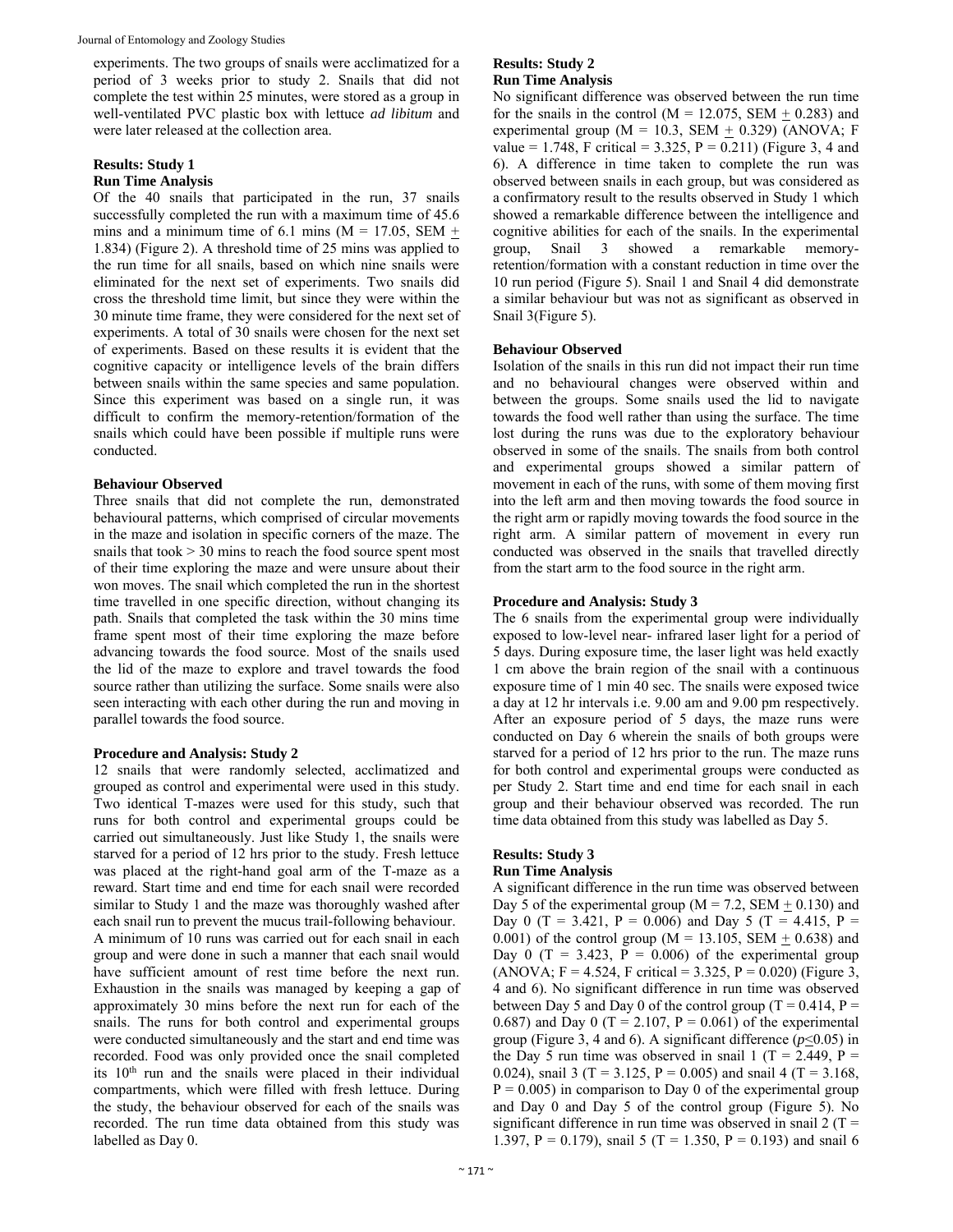experiments. The two groups of snails were acclimatized for a period of 3 weeks prior to study 2. Snails that did not complete the test within 25 minutes, were stored as a group in well-ventilated PVC plastic box with lettuce *ad libitum* and were later released at the collection area.

**Results: Study 1**

**Run Time Analysis**

Of the 40 snails that participated in the run, 37 snails successfully completed the run with a maximum time of 45.6 mins and a minimum time of 6.1 mins (M = 17.05, SEM $\pm$ 1.834) (Figure 2). A threshold time of 25 mins was applied to the run time for all snails, based on which nine snails were eliminated for the next set of experiments. Two snails did cross the threshold time limit, but since they were within the 30 minute time frame, they were considered for the next set of experiments. A total of 30 snails were chosen for the next set of experiments. Based on these results it is evident that the cognitive capacity or intelligence levels of the brain differs between snails within the same species and same population. Since this experiment was based on a single run, it was difficult to confirm the memory-retention/formation of the snails which could have been possible if multiple runs were conducted.

**Behaviour Observed**

Three snails that did not complete the run, demonstrated behavioural patterns, which comprised of circular movements in the maze and isolation in specific corners of the maze. The snails that took > 30 mins to reach the food source spent most of their time exploring the maze and were unsure about their won moves. The snail which completed the run in the shortest time travelled in one specific direction, without changing its path. Snails that completed the task within the 30 mins time frame spent most of their time exploring the maze before advancing towards the food source. Most of the snails used the lid of the maze to explore and travel towards the food source rather than utilizing the surface. Some snails were also seen interacting with each other during the run and moving in parallel towards the food source.

**Procedure and Analysis: Study 2**

12 snails that were randomly selected, acclimatized and grouped as control and experimental were used in this study. Two identical T-mazes were used for this study, such that runs for both control and experimental groups could be carried out simultaneously. Just like Study 1, the snails were starved for a period of 12 hrs prior to the study. Fresh lettuce was placed at the right-hand goal arm of the T-maze as a reward. Start time and end time for each snail were recorded similar to Study 1 and the maze was thoroughly washed after each snail run to prevent the mucus trail-following behaviour. A minimum of 10 runs was carried out for each snail in each group and were done in such a manner that each snail would have sufficient amount of rest time before the next run. Exhaustion in the snails was managed by keeping a gap of approximately 30 mins before the next run for each of the snails. The runs for both control and experimental groups were conducted simultaneously and the start and end time was recorded. Food was only provided once the snail completed its $10^{th}$ run and the snails were placed in their individual compartments, which were filled with fresh lettuce. During the study, the behaviour observed for each of the snails was recorded. The run time data obtained from this study was labelled as Day 0.

**Results: Study 2**

**Run Time Analysis**

No significant difference was observed between the run time for the snails in the control (M = 12.075, SEM $\pm$ 0.283) and experimental group (M = 10.3, SEM $\pm$ 0.329) (ANOVA; F value = 1.748, F critical = 3.325, P = 0.211) (Figure 3, 4 and 6). A difference in time taken to complete the run was observed between snails in each group, but was considered as a confirmatory result to the results observed in Study 1 which showed a remarkable difference between the intelligence and cognitive abilities for each of the snails. In the experimental group, Snail 3 showed a remarkable memory-retention/formation with a constant reduction in time over the 10 run period (Figure 5). Snail 1 and Snail 4 did demonstrate a similar behaviour but was not as significant as observed in Snail 3(Figure 5).

**Behaviour Observed**

Isolation of the snails in this run did not impact their run time and no behavioural changes were observed within and between the groups. Some snails used the lid to navigate towards the food well rather than using the surface. The time lost during the runs was due to the exploratory behaviour observed in some of the snails. The snails from both control and experimental groups showed a similar pattern of movement in each of the runs, with some of them moving first into the left arm and then moving towards the food source in the right arm or rapidly moving towards the food source in the right arm. A similar pattern of movement in every run conducted was observed in the snails that travelled directly from the start arm to the food source in the right arm.

**Procedure and Analysis: Study 3**

The 6 snails from the experimental group were individually exposed to low-level near- infrared laser light for a period of 5 days. During exposure time, the laser light was held exactly 1 cm above the brain region of the snail with a continuous exposure time of 1 min 40 sec. The snails were exposed twice a day at 12 hr intervals i.e. 9.00 am and 9.00 pm respectively. After an exposure period of 5 days, the maze runs were conducted on Day 6 wherein the snails of both groups were starved for a period of 12 hrs prior to the run. The maze runs for both control and experimental groups were conducted as per Study 2. Start time and end time for each snail in each group and their behaviour observed was recorded. The run time data obtained from this study was labelled as Day 5.

**Results: Study 3**

**Run Time Analysis**

A significant difference in the run time was observed between Day 5 of the experimental group (M = 7.2, SEM $\pm$ 0.130) and Day 0 (T = 3.421, P = 0.006) and Day 5 (T = 4.415, P = 0.001) of the control group (M = 13.105, SEM $\pm$ 0.638) and Day 0 (T = 3.423, P = 0.006) of the experimental group (ANOVA; F = 4.524, F critical = 3.325, P = 0.020) (Figure 3, 4 and 6). No significant difference in run time was observed between Day 5 and Day 0 of the control group (T = 0.414, P = 0.687) and Day 0 (T = 2.107, P = 0.061) of the experimental group (Figure 3, 4 and 6). A significant difference ($p \leq 0.05$) in the Day 5 run time was observed in snail 1 (T = 2.449, P = 0.024), snail 3 (T = 3.125, P = 0.005) and snail 4 (T = 3.168, P = 0.005) in comparison to Day 0 of the experimental group and Day 0 and Day 5 of the control group (Figure 5). No significant difference in run time was observed in snail 2 (T = 1.397, P = 0.179), snail 5 (T = 1.350, P = 0.193) and snail 6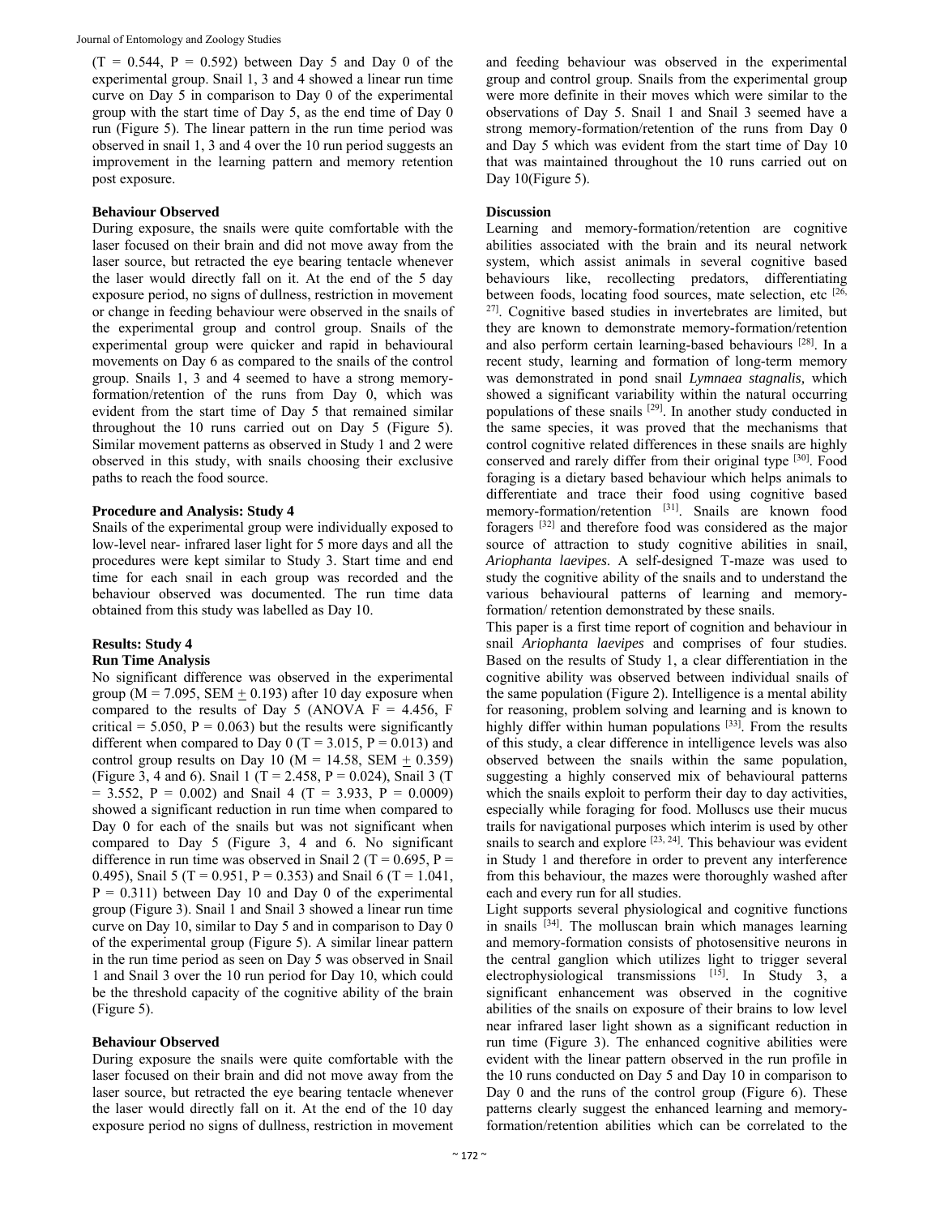(T = 0.544, P = 0.592) between Day 5 and Day 0 of the experimental group. Snail 1, 3 and 4 showed a linear run time curve on Day 5 in comparison to Day 0 of the experimental group with the start time of Day 5, as the end time of Day 0 run (Figure 5). The linear pattern in the run time period was observed in snail 1, 3 and 4 over the 10 run period suggests an improvement in the learning pattern and memory retention post exposure.

### Behaviour Observed

During exposure, the snails were quite comfortable with the laser focused on their brain and did not move away from the laser source, but retracted the eye bearing tentacle whenever the laser would directly fall on it. At the end of the 5 day exposure period, no signs of dullness, restriction in movement or change in feeding behaviour were observed in the snails of the experimental group and control group. Snails of the experimental group were quicker and rapid in behavioural movements on Day 6 as compared to the snails of the control group. Snails 1, 3 and 4 seemed to have a strong memory-formation/retention of the runs from Day 0, which was evident from the start time of Day 5 that remained similar throughout the 10 runs carried out on Day 5 (Figure 5). Similar movement patterns as observed in Study 1 and 2 were observed in this study, with snails choosing their exclusive paths to reach the food source.

### Procedure and Analysis: Study 4

Snails of the experimental group were individually exposed to low-level near- infrared laser light for 5 more days and all the procedures were kept similar to Study 3. Start time and end time for each snail in each group was recorded and the behaviour observed was documented. The run time data obtained from this study was labelled as Day 10.

### Results: Study 4

### Run Time Analysis

No significant difference was observed in the experimental group (M = 7.095, SEM $\pm$ 0.193) after 10 day exposure when compared to the results of Day 5 (ANOVA F = 4.456, F critical = 5.050, P = 0.063) but the results were significantly different when compared to Day 0 (T = 3.015, P = 0.013) and control group results on Day 10 (M = 14.58, SEM $\pm$ 0.359) (Figure 3, 4 and 6). Snail 1 (T = 2.458, P = 0.024), Snail 3 (T = 3.552, P = 0.002) and Snail 4 (T = 3.933, P = 0.0009) showed a significant reduction in run time when compared to Day 0 for each of the snails but was not significant when compared to Day 5 (Figure 3, 4 and 6. No significant difference in run time was observed in Snail 2 (T = 0.695, P = 0.495), Snail 5 (T = 0.951, P = 0.353) and Snail 6 (T = 1.041, P = 0.311) between Day 10 and Day 0 of the experimental group (Figure 3). Snail 1 and Snail 3 showed a linear run time curve on Day 10, similar to Day 5 and in comparison to Day 0 of the experimental group (Figure 5). A similar linear pattern in the run time period as seen on Day 5 was observed in Snail 1 and Snail 3 over the 10 run period for Day 10, which could be the threshold capacity of the cognitive ability of the brain (Figure 5).

### Behaviour Observed

During exposure the snails were quite comfortable with the laser focused on their brain and did not move away from the laser source, but retracted the eye bearing tentacle whenever the laser would directly fall on it. At the end of the 10 day exposure period no signs of dullness, restriction in movement and feeding behaviour was observed in the experimental group and control group. Snails from the experimental group were more definite in their moves which were similar to the observations of Day 5. Snail 1 and Snail 3 seemed have a strong memory-formation/retention of the runs from Day 0 and Day 5 which was evident from the start time of Day 10 that was maintained throughout the 10 runs carried out on Day 10(Figure 5).

## Discussion

Learning and memory-formation/retention are cognitive abilities associated with the brain and its neural network system, which assist animals in several cognitive based behaviours like, recollecting predators, differentiating between foods, locating food sources, mate selection, etc [26, 27]. Cognitive based studies in invertebrates are limited, but they are known to demonstrate memory-formation/retention and also perform certain learning-based behaviours [28]. In a recent study, learning and formation of long-term memory was demonstrated in pond snail *Lymnaea stagnalis,* which showed a significant variability within the natural occurring populations of these snails [29]. In another study conducted in the same species, it was proved that the mechanisms that control cognitive related differences in these snails are highly conserved and rarely differ from their original type [30]. Food foraging is a dietary based behaviour which helps animals to differentiate and trace their food using cognitive based memory-formation/retention [31]. Snails are known food foragers [32] and therefore food was considered as the major source of attraction to study cognitive abilities in snail, *Ariophanta laevipes*. A self-designed T-maze was used to study the cognitive ability of the snails and to understand the various behavioural patterns of learning and memory-formation/ retention demonstrated by these snails.

This paper is a first time report of cognition and behaviour in snail *Ariophanta laevipes* and comprises of four studies. Based on the results of Study 1, a clear differentiation in the cognitive ability was observed between individual snails of the same population (Figure 2). Intelligence is a mental ability for reasoning, problem solving and learning and is known to highly differ within human populations [33]. From the results of this study, a clear difference in intelligence levels was also observed between the snails within the same population, suggesting a highly conserved mix of behavioural patterns which the snails exploit to perform their day to day activities, especially while foraging for food. Molluscs use their mucus trails for navigational purposes which interim is used by other snails to search and explore [23, 24]. This behaviour was evident in Study 1 and therefore in order to prevent any interference from this behaviour, the mazes were thoroughly washed after each and every run for all studies.

Light supports several physiological and cognitive functions in snails [34]. The molluscan brain which manages learning and memory-formation consists of photosensitive neurons in the central ganglion which utilizes light to trigger several electrophysiological transmissions [15]. In Study 3, a significant enhancement was observed in the cognitive abilities of the snails on exposure of their brains to low level near infrared laser light shown as a significant reduction in run time (Figure 3). The enhanced cognitive abilities were evident with the linear pattern observed in the run profile in the 10 runs conducted on Day 5 and Day 10 in comparison to Day 0 and the runs of the control group (Figure 6). These patterns clearly suggest the enhanced learning and memory-formation/retention abilities which can be correlated to the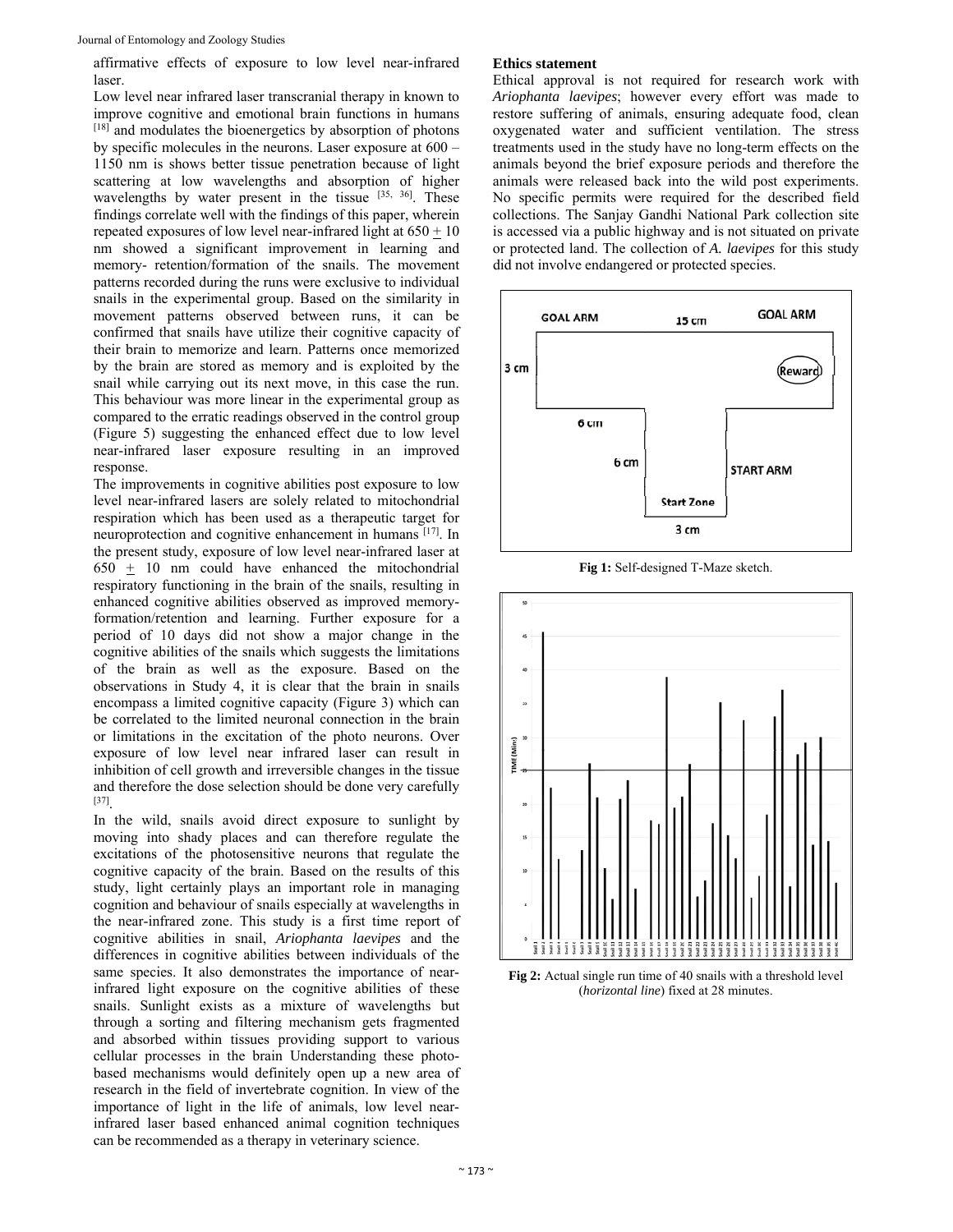affirmative effects of exposure to low level near-infrared laser.

Low level near infrared laser transcranial therapy in known to improve cognitive and emotional brain functions in humans [18] and modulates the bioenergetics by absorption of photons by specific molecules in the neurons. Laser exposure at 600 – 1150 nm is shows better tissue penetration because of light scattering at low wavelengths and absorption of higher wavelengths by water present in the tissue [35, 36]. These findings correlate well with the findings of this paper, wherein repeated exposures of low level near-infrared light at 650 ± 10 nm showed a significant improvement in learning and memory- retention/formation of the snails. The movement patterns recorded during the runs were exclusive to individual snails in the experimental group. Based on the similarity in movement patterns observed between runs, it can be confirmed that snails have utilize their cognitive capacity of their brain to memorize and learn. Patterns once memorized by the brain are stored as memory and is exploited by the snail while carrying out its next move, in this case the run. This behaviour was more linear in the experimental group as compared to the erratic readings observed in the control group (Figure 5) suggesting the enhanced effect due to low level near-infrared laser exposure resulting in an improved response.

The improvements in cognitive abilities post exposure to low level near-infrared lasers are solely related to mitochondrial respiration which has been used as a therapeutic target for neuroprotection and cognitive enhancement in humans [17]. In the present study, exposure of low level near-infrared laser at 650 ± 10 nm could have enhanced the mitochondrial respiratory functioning in the brain of the snails, resulting in enhanced cognitive abilities observed as improved memory-formation/retention and learning. Further exposure for a period of 10 days did not show a major change in the cognitive abilities of the snails which suggests the limitations of the brain as well as the exposure. Based on the observations in Study 4, it is clear that the brain in snails encompass a limited cognitive capacity (Figure 3) which can be correlated to the limited neuronal connection in the brain or limitations in the excitation of the photo neurons. Over exposure of low level near infrared laser can result in inhibition of cell growth and irreversible changes in the tissue and therefore the dose selection should be done very carefully [37].

In the wild, snails avoid direct exposure to sunlight by moving into shady places and can therefore regulate the excitations of the photosensitive neurons that regulate the cognitive capacity of the brain. Based on the results of this study, light certainly plays an important role in managing cognition and behaviour of snails especially at wavelengths in the near-infrared zone. This study is a first time report of cognitive abilities in snail, *Ariophanta laevipes* and the differences in cognitive abilities between individuals of the same species. It also demonstrates the importance of near-infrared light exposure on the cognitive abilities of these snails. Sunlight exists as a mixture of wavelengths but through a sorting and filtering mechanism gets fragmented and absorbed within tissues providing support to various cellular processes in the brain Understanding these photo-based mechanisms would definitely open up a new area of research in the field of invertebrate cognition. In view of the importance of light in the life of animals, low level near-infrared laser based enhanced animal cognition techniques can be recommended as a therapy in veterinary science.

**Ethics statement**

Ethical approval is not required for research work with *Ariophanta laevipes*; however every effort was made to restore suffering of animals, ensuring adequate food, clean oxygenated water and sufficient ventilation. The stress treatments used in the study have no long-term effects on the animals beyond the brief exposure periods and therefore the animals were released back into the wild post experiments. No specific permits were required for the described field collections. The Sanjay Gandhi National Park collection site is accessed via a public highway and is not situated on private or protected land. The collection of *A. laevipes* for this study did not involve endangered or protected species.

**Fig 1:** Self-designed T-Maze sketch.

**Fig 2:** Actual single run time of 40 snails with a threshold level (*horizontal line*) fixed at 28 minutes.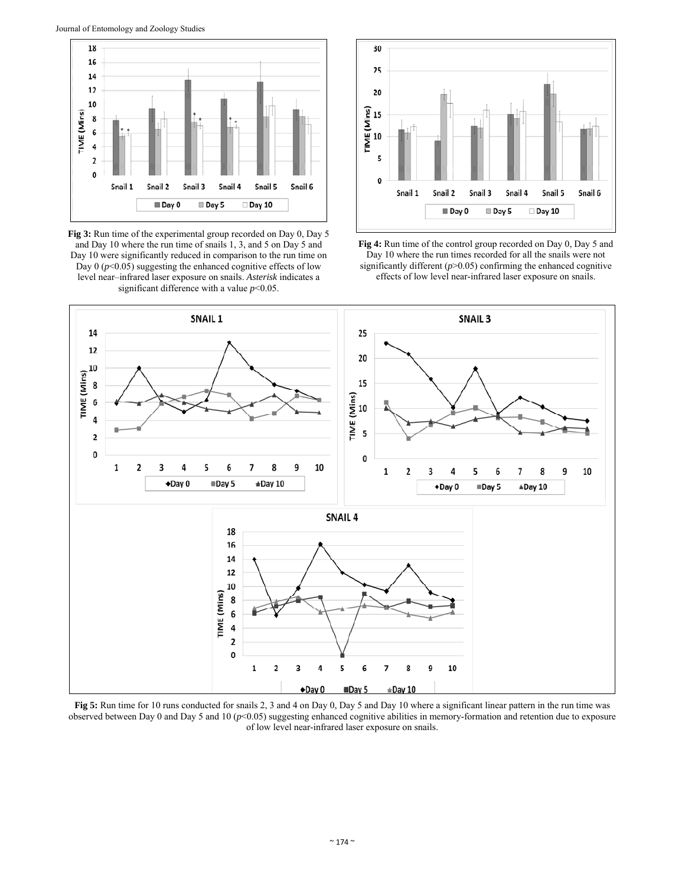**Fig 3:** Run time of the experimental group recorded on Day 0, Day 5 and Day 10 where the run time of snails 1, 3, and 5 on Day 5 and Day 10 were significantly reduced in comparison to the run time on Day 0 ($p<0.05$) suggesting the enhanced cognitive effects of low level near–infrared laser exposure on snails. *Asterisk* indicates a significant difference with a value $p<0.05$.

**Fig 4:** Run time of the control group recorded on Day 0, Day 5 and Day 10 where the run times recorded for all the snails were not significantly different ($p>0.05$) confirming the enhanced cognitive effects of low level near-infrared laser exposure on snails.

**Fig 5:** Run time for 10 runs conducted for snails 2, 3 and 4 on Day 0, Day 5 and Day 10 where a significant linear pattern in the run time was observed between Day 0 and Day 5 and 10 ($p<0.05$) suggesting enhanced cognitive abilities in memory-formation and retention due to exposure of low level near-infrared laser exposure on snails.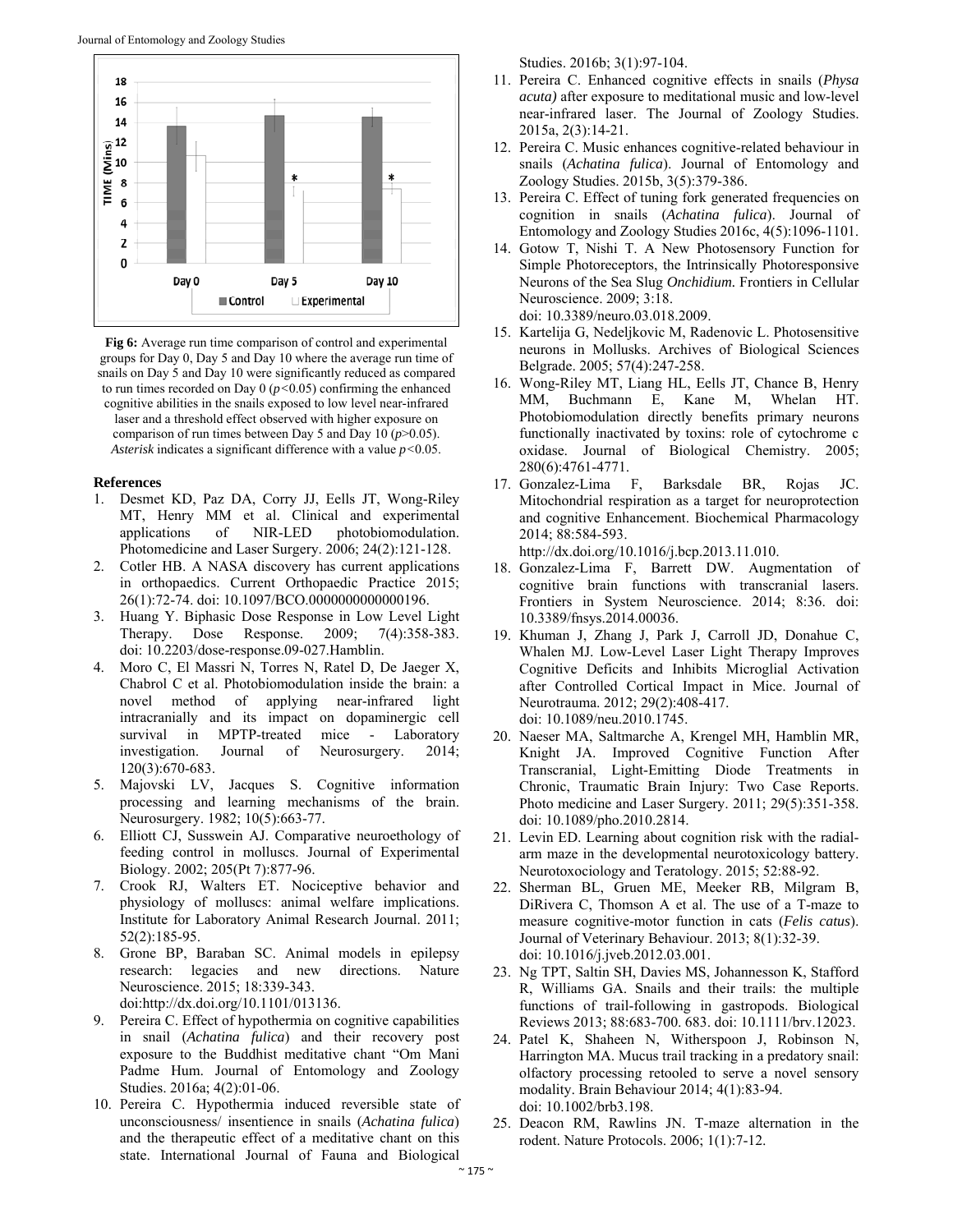Fig 6: Average run time comparison of control and experimental groups for Day 0, Day 5 and Day 10 where the average run time of snails on Day 5 and Day 10 were significantly reduced as compared to run times recorded on Day 0 ($p<0.05$) confirming the enhanced cognitive abilities in the snails exposed to low level near-infrared laser and a threshold effect observed with higher exposure on comparison of run times between Day 5 and Day 10 ($p>0.05$). *Asterisk* indicates a significant difference with a value $p<0.05$.

## References

1. Desmet KD, Paz DA, Corry JJ, Eells JT, Wong-Riley MT, Henry MM et al. Clinical and experimental applications of NIR-LED photobiomodulation. Photomedicine and Laser Surgery. 2006; 24(2):121-128.
2. Cotler HB. A NASA discovery has current applications in orthopaedics. Current Orthopaedic Practice 2015; 26(1):72-74. doi: 10.1097/BCO.0000000000000196.
3. Huang Y. Biphasic Dose Response in Low Level Light Therapy. Dose Response. 2009; 7(4):358-383. doi: 10.2203/dose-response.09-027.Hamblin.
4. Moro C, El Massri N, Torres N, Ratel D, De Jaeger X, Chabrol C et al. Photobiomodulation inside the brain: a novel method of applying near-infrared light intracranially and its impact on dopaminergic cell survival in MPTP-treated mice - Laboratory investigation. Journal of Neurosurgery. 2014; 120(3):670-683.
5. Majovski LV, Jacques S. Cognitive information processing and learning mechanisms of the brain. Neurosurgery. 1982; 10(5):663-77.
6. Elliott CJ, Susswein AJ. Comparative neuroethology of feeding control in molluscs. Journal of Experimental Biology. 2002; 205(Pt 7):877-96.
7. Crook RJ, Walters ET. Nociceptive behavior and physiology of molluscs: animal welfare implications. Institute for Laboratory Animal Research Journal. 2011; 52(2):185-95.
8. Grone BP, Baraban SC. Animal models in epilepsy research: legacies and new directions. Nature Neuroscience. 2015; 18:339-343. doi:http://dx.doi.org/10.1101/013136.
9. Pereira C. Effect of hypothermia on cognitive capabilities in snail (*Achatina fulica*) and their recovery post exposure to the Buddhist meditative chant "Om Mani Padme Hum. Journal of Entomology and Zoology Studies. 2016a; 4(2):01-06.
10. Pereira C. Hypothermia induced reversible state of unconsciousness/ insentience in snails (*Achatina fulica*) and the therapeutic effect of a meditative chant on this state. International Journal of Fauna and Biological Studies. 2016b; 3(1):97-104.
11. Pereira C. Enhanced cognitive effects in snails (*Physa acuta)* after exposure to meditational music and low-level near-infrared laser. The Journal of Zoology Studies. 2015a, 2(3):14-21.
12. Pereira C. Music enhances cognitive-related behaviour in snails (*Achatina fulica*). Journal of Entomology and Zoology Studies. 2015b, 3(5):379-386.
13. Pereira C. Effect of tuning fork generated frequencies on cognition in snails (*Achatina fulica*). Journal of Entomology and Zoology Studies 2016c, 4(5):1096-1101.
14. Gotow T, Nishi T. A New Photosensory Function for Simple Photoreceptors, the Intrinsically Photoresponsive Neurons of the Sea Slug *Onchidium.* Frontiers in Cellular Neuroscience. 2009; 3:18. doi: 10.3389/neuro.03.018.2009.
15. Kartelija G, Nedeljkovic M, Radenovic L. Photosensitive neurons in Mollusks. Archives of Biological Sciences Belgrade. 2005; 57(4):247-258.
16. Wong-Riley MT, Liang HL, Eells JT, Chance B, Henry MM, Buchmann E, Kane M, Whelan HT. Photobiomodulation directly benefits primary neurons functionally inactivated by toxins: role of cytochrome c oxidase. Journal of Biological Chemistry. 2005; 280(6):4761-4771.
17. Gonzalez-Lima F, Barksdale BR, Rojas JC. Mitochondrial respiration as a target for neuroprotection and cognitive Enhancement. Biochemical Pharmacology 2014; 88:584-593. http://dx.doi.org/10.1016/j.bcp.2013.11.010.
18. Gonzalez-Lima F, Barrett DW. Augmentation of cognitive brain functions with transcranial lasers. Frontiers in System Neuroscience. 2014; 8:36. doi: 10.3389/fnsys.2014.00036.
19. Khuman J, Zhang J, Park J, Carroll JD, Donahue C, Whalen MJ. Low-Level Laser Light Therapy Improves Cognitive Deficits and Inhibits Microglial Activation after Controlled Cortical Impact in Mice. Journal of Neurotrauma. 2012; 29(2):408-417. doi: 10.1089/neu.2010.1745.
20. Naeser MA, Saltmarche A, Krengel MH, Hamblin MR, Knight JA. Improved Cognitive Function After Transcranial, Light-Emitting Diode Treatments in Chronic, Traumatic Brain Injury: Two Case Reports. Photo medicine and Laser Surgery. 2011; 29(5):351-358. doi: 10.1089/pho.2010.2814.
21. Levin ED. Learning about cognition risk with the radial-arm maze in the developmental neurotoxicology battery. Neurotoxociology and Teratology. 2015; 52:88-92.
22. Sherman BL, Gruen ME, Meeker RB, Milgram B, DiRivera C, Thomson A et al. The use of a T-maze to measure cognitive-motor function in cats (*Felis catus*). Journal of Veterinary Behaviour. 2013; 8(1):32-39. doi: 10.1016/j.jveb.2012.03.001.
23. Ng TPT, Saltin SH, Davies MS, Johannesson K, Stafford R, Williams GA. Snails and their trails: the multiple functions of trail-following in gastropods. Biological Reviews 2013; 88:683-700. 683. doi: 10.1111/brv.12023.
24. Patel K, Shaheen N, Witherspoon J, Robinson N, Harrington MA. Mucus trail tracking in a predatory snail: olfactory processing retooled to serve a novel sensory modality. Brain Behaviour 2014; 4(1):83-94. doi: 10.1002/brb3.198.
25. Deacon RM, Rawlins JN. T-maze alternation in the rodent. Nature Protocols. 2006; 1(1):7-12.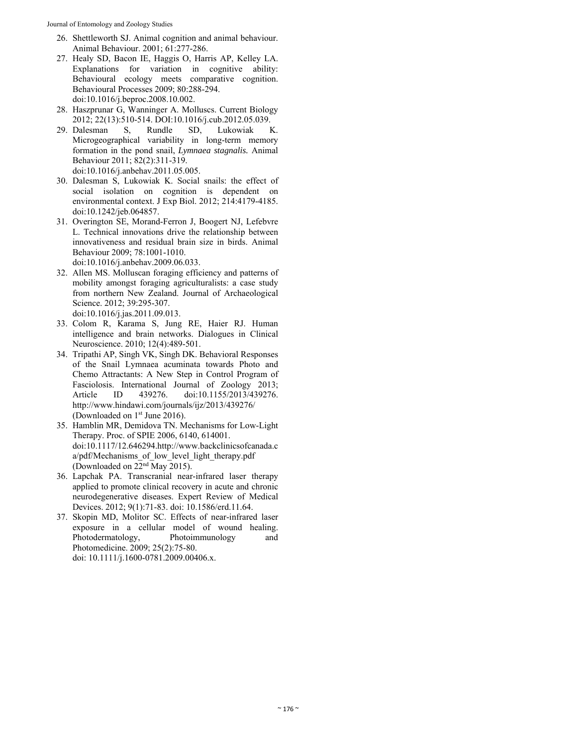26. Shettleworth SJ. Animal cognition and animal behaviour. Animal Behaviour. 2001; 61:277-286.
27. Healy SD, Bacon IE, Haggis O, Harris AP, Kelley LA. Explanations for variation in cognitive ability: Behavioural ecology meets comparative cognition. Behavioural Processes 2009; 80:288-294. doi:10.1016/j.beproc.2008.10.002.
28. Haszprunar G, Wanninger A. Molluscs. Current Biology 2012; 22(13):510-514. DOI:10.1016/j.cub.2012.05.039.
29. Dalesman S, Rundle SD, Lukowiak K. Microgeographical variability in long-term memory formation in the pond snail, *Lymnaea stagnalis.* Animal Behaviour 2011; 82(2):311-319. doi:10.1016/j.anbehav.2011.05.005.
30. Dalesman S, Lukowiak K. Social snails: the effect of social isolation on cognition is dependent on environmental context. J Exp Biol. 2012; 214:4179-4185. doi:10.1242/jeb.064857.
31. Overington SE, Morand-Ferron J, Boogert NJ, Lefebvre L. Technical innovations drive the relationship between innovativeness and residual brain size in birds. Animal Behaviour 2009; 78:1001-1010. doi:10.1016/j.anbehav.2009.06.033.
32. Allen MS. Molluscan foraging efficiency and patterns of mobility amongst foraging agriculturalists: a case study from northern New Zealand. Journal of Archaeological Science. 2012; 39:295-307. doi:10.1016/j.jas.2011.09.013.
33. Colom R, Karama S, Jung RE, Haier RJ. Human intelligence and brain networks. Dialogues in Clinical Neuroscience. 2010; 12(4):489-501.
34. Tripathi AP, Singh VK, Singh DK. Behavioral Responses of the Snail Lymnaea acuminata towards Photo and Chemo Attractants: A New Step in Control Program of Fasciolosis. International Journal of Zoology 2013; Article ID 439276. doi:10.1155/2013/439276. http://www.hindawi.com/journals/ijz/2013/439276/ (Downloaded on 1st June 2016).
35. Hamblin MR, Demidova TN. Mechanisms for Low-Light Therapy. Proc. of SPIE 2006, 6140, 614001. doi:10.1117/12.646294.http://www.backclinicsofcanada.ca/pdf/Mechanisms_of_low_level_light_therapy.pdf (Downloaded on 22nd May 2015).
36. Lapchak PA. Transcranial near-infrared laser therapy applied to promote clinical recovery in acute and chronic neurodegenerative diseases. Expert Review of Medical Devices. 2012; 9(1):71-83. doi: 10.1586/erd.11.64.
37. Skopin MD, Molitor SC. Effects of near-infrared laser exposure in a cellular model of wound healing. Photodermatology, Photoimmunology and Photomedicine. 2009; 25(2):75-80. doi: 10.1111/j.1600-0781.2009.00406.x.